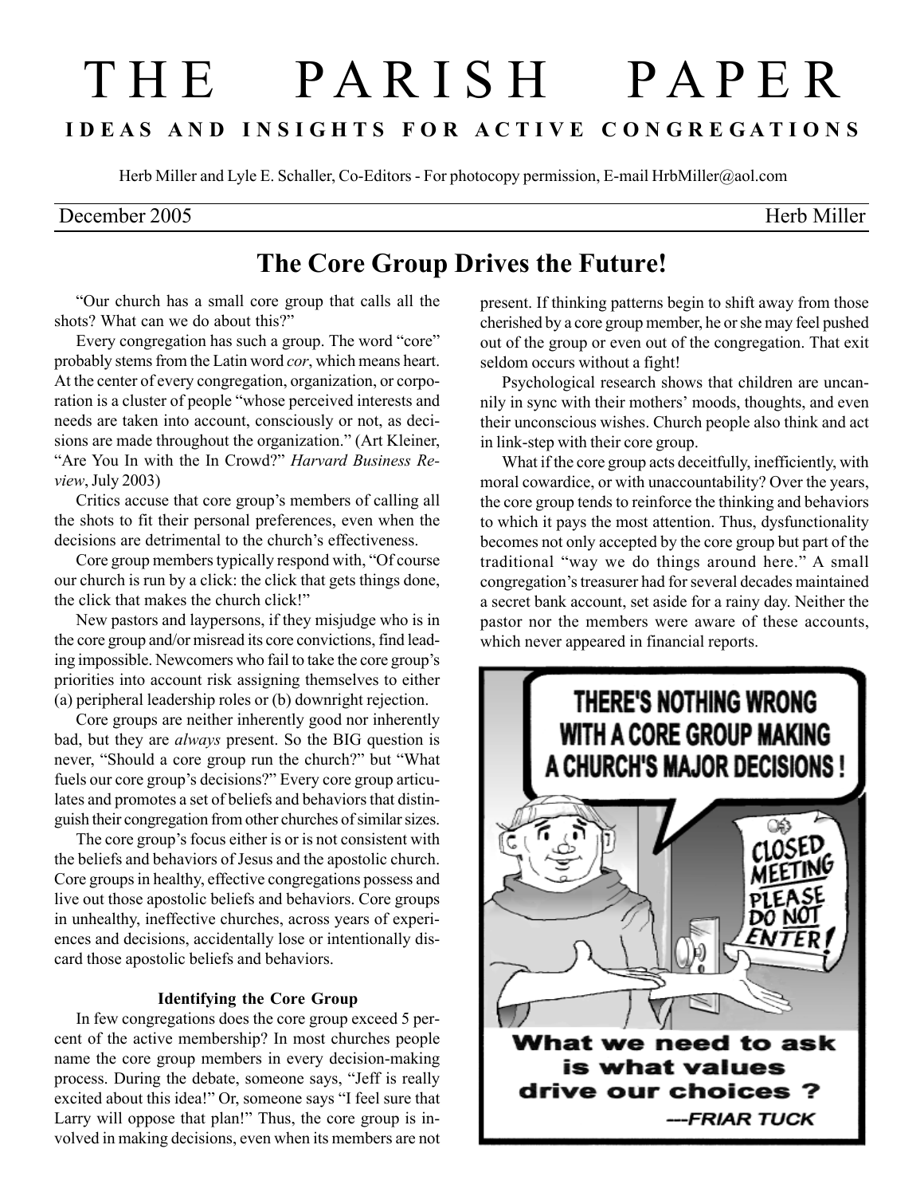# THE PARISH PAPER

**IDEAS AND INSIGHTS FOR ACTIVE CONGREGATIONS**

Herb Miller and Lyle E. Schaller, Co-Editors - For photocopy permission, E-mail HrbMiller@aol.com

December 2005 Herb Miller

## The Core Group Drives the Future!

"Our church has a small core group that calls all the shots? What can we do about this?"

Every congregation has such a group. The word "core" probably stems from the Latin word *cor*, which means heart. At the center of every congregation, organization, or corporation is a cluster of people "whose perceived interests and needs are taken into account, consciously or not, as decisions are made throughout the organization." (Art Kleiner, "Are You In with the In Crowd?" *Harvard Business Review*, July 2003)

Critics accuse that core group's members of calling all the shots to fit their personal preferences, even when the decisions are detrimental to the church's effectiveness.

Core group members typically respond with, "Of course our church is run by a click: the click that gets things done, the click that makes the church click!"

New pastors and laypersons, if they misjudge who is in the core group and/or misread its core convictions, find leading impossible. Newcomers who fail to take the core group's priorities into account risk assigning themselves to either (a) peripheral leadership roles or (b) downright rejection.

Core groups are neither inherently good nor inherently bad, but they are *always* present. So the BIG question is never, "Should a core group run the church?" but "What fuels our core group's decisions?" Every core group articulates and promotes a set of beliefs and behaviors that distinguish their congregation from other churches of similar sizes.

The core group's focus either is or is not consistent with the beliefs and behaviors of Jesus and the apostolic church. Core groups in healthy, effective congregations possess and live out those apostolic beliefs and behaviors. Core groups in unhealthy, ineffective churches, across years of experiences and decisions, accidentally lose or intentionally discard those apostolic beliefs and behaviors.

### Identifying the Core Group

In few congregations does the core group exceed 5 percent of the active membership? In most churches people name the core group members in every decision-making process. During the debate, someone says, "Jeff is really excited about this idea!" Or, someone says "I feel sure that Larry will oppose that plan!" Thus, the core group is involved in making decisions, even when its members are not present. If thinking patterns begin to shift away from those cherished by a core group member, he or she may feel pushed out of the group or even out of the congregation. That exit seldom occurs without a fight!

Psychological research shows that children are uncannily in sync with their mothers' moods, thoughts, and even their unconscious wishes. Church people also think and act in link-step with their core group.

What if the core group acts deceitfully, inefficiently, with moral cowardice, or with unaccountability? Over the years, the core group tends to reinforce the thinking and behaviors to which it pays the most attention. Thus, dysfunctionality becomes not only accepted by the core group but part of the traditional "way we do things around here." A small congregation's treasurer had for several decades maintained a secret bank account, set aside for a rainy day. Neither the pastor nor the members were aware of these accounts, which never appeared in financial reports.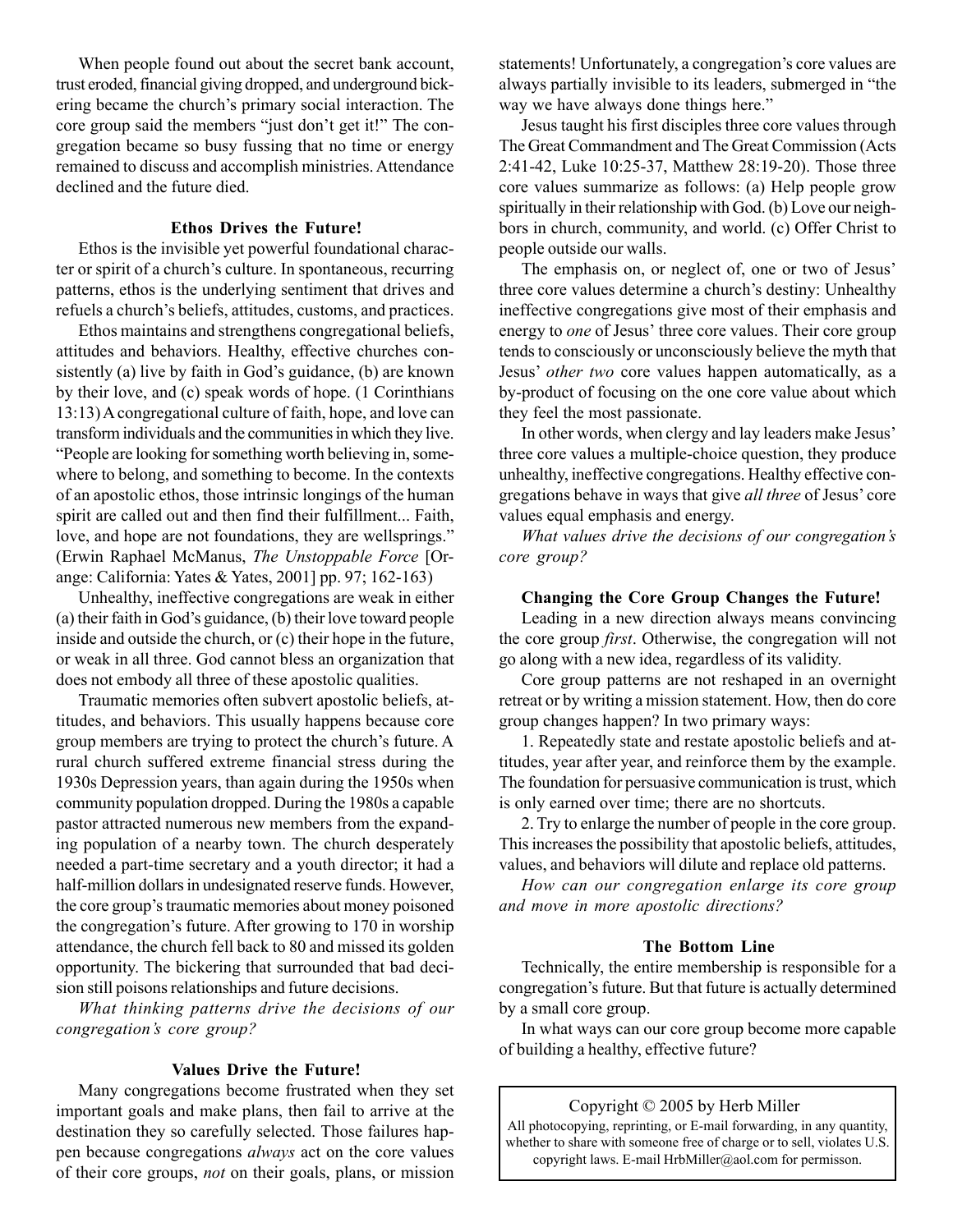When people found out about the secret bank account, trust eroded, financial giving dropped, and underground bickering became the church's primary social interaction. The core group said the members "just don't get it!" The congregation became so busy fussing that no time or energy remained to discuss and accomplish ministries. Attendance declined and the future died.

**Ethos Drives the Future!**

Ethos is the invisible yet powerful foundational character or spirit of a church's culture. In spontaneous, recurring patterns, ethos is the underlying sentiment that drives and refuels a church's beliefs, attitudes, customs, and practices.

Ethos maintains and strengthens congregational beliefs, attitudes and behaviors. Healthy, effective churches consistently (a) live by faith in God's guidance, (b) are known by their love, and (c) speak words of hope. (1 Corinthians 13:13) A congregational culture of faith, hope, and love can transform individuals and the communities in which they live. "People are looking for something worth believing in, somewhere to belong, and something to become. In the contexts of an apostolic ethos, those intrinsic longings of the human spirit are called out and then find their fulfillment... Faith, love, and hope are not foundations, they are wellsprings." (Erwin Raphael McManus, *The Unstoppable Force* [Orange: California: Yates & Yates, 2001] pp. 97; 162-163)

Unhealthy, ineffective congregations are weak in either (a) their faith in God's guidance, (b) their love toward people inside and outside the church, or (c) their hope in the future, or weak in all three. God cannot bless an organization that does not embody all three of these apostolic qualities.

Traumatic memories often subvert apostolic beliefs, attitudes, and behaviors. This usually happens because core group members are trying to protect the church's future. A rural church suffered extreme financial stress during the 1930s Depression years, than again during the 1950s when community population dropped. During the 1980s a capable pastor attracted numerous new members from the expanding population of a nearby town. The church desperately needed a part-time secretary and a youth director; it had a half-million dollars in undesignated reserve funds. However, the core group's traumatic memories about money poisoned the congregation's future. After growing to 170 in worship attendance, the church fell back to 80 and missed its golden opportunity. The bickering that surrounded that bad decision still poisons relationships and future decisions.

*What thinking patterns drive the decisions of our congregation's core group?*

**Values Drive the Future!**

Many congregations become frustrated when they set important goals and make plans, then fail to arrive at the destination they so carefully selected. Those failures happen because congregations *always* act on the core values of their core groups, *not* on their goals, plans, or mission statements! Unfortunately, a congregation's core values are always partially invisible to its leaders, submerged in "the way we have always done things here."

Jesus taught his first disciples three core values through The Great Commandment and The Great Commission (Acts 2:41-42, Luke 10:25-37, Matthew 28:19-20). Those three core values summarize as follows: (a) Help people grow spiritually in their relationship with God. (b) Love our neighbors in church, community, and world. (c) Offer Christ to people outside our walls.

The emphasis on, or neglect of, one or two of Jesus' three core values determine a church's destiny: Unhealthy ineffective congregations give most of their emphasis and energy to *one* of Jesus' three core values. Their core group tends to consciously or unconsciously believe the myth that Jesus' *other two* core values happen automatically, as a by-product of focusing on the one core value about which they feel the most passionate.

In other words, when clergy and lay leaders make Jesus' three core values a multiple-choice question, they produce unhealthy, ineffective congregations. Healthy effective congregations behave in ways that give *all three* of Jesus' core values equal emphasis and energy.

*What values drive the decisions of our congregation's core group?*

**Changing the Core Group Changes the Future!**

Leading in a new direction always means convincing the core group *first*. Otherwise, the congregation will not go along with a new idea, regardless of its validity.

Core group patterns are not reshaped in an overnight retreat or by writing a mission statement. How, then do core group changes happen? In two primary ways:

1. Repeatedly state and restate apostolic beliefs and attitudes, year after year, and reinforce them by the example. The foundation for persuasive communication is trust, which is only earned over time; there are no shortcuts.

2. Try to enlarge the number of people in the core group. This increases the possibility that apostolic beliefs, attitudes, values, and behaviors will dilute and replace old patterns.

*How can our congregation enlarge its core group and move in more apostolic directions?*

**The Bottom Line**

Technically, the entire membership is responsible for a congregation's future. But that future is actually determined by a small core group.

In what ways can our core group become more capable of building a healthy, effective future?

Copyright © 2005 by Herb Miller
All photocopying, reprinting, or E-mail forwarding, in any quantity, whether to share with someone free of charge or to sell, violates U.S. copyright laws. E-mail HrbMiller@aol.com for permisson.